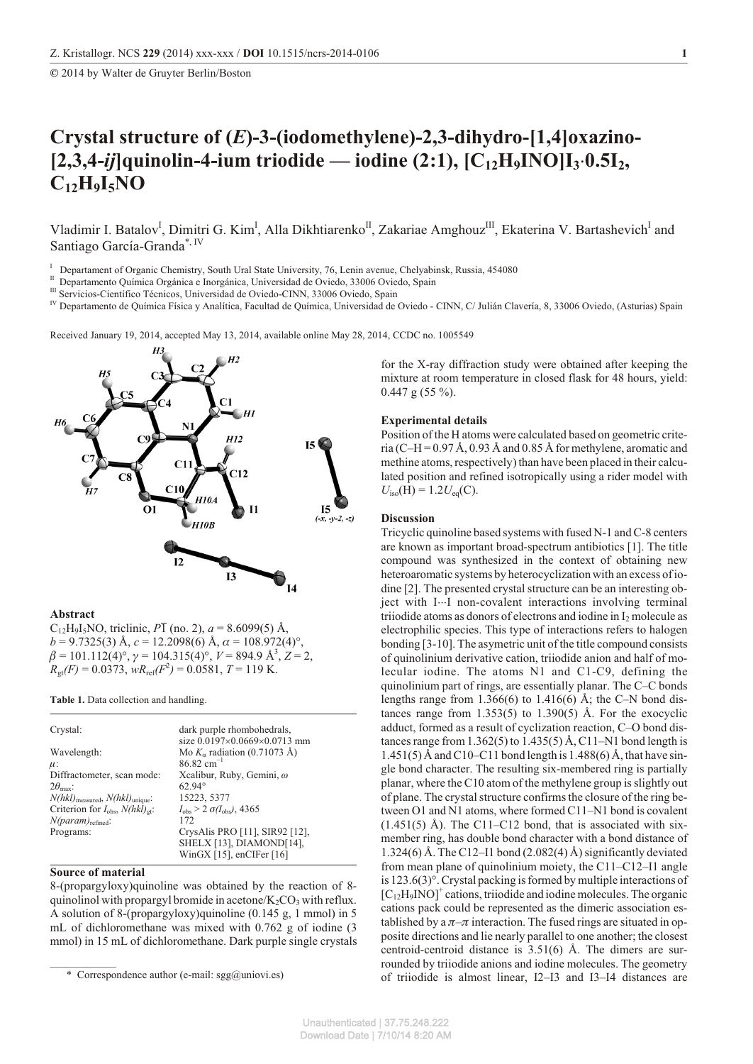© 2014 by Walter de Gruyter Berlin/Boston

# Crystal structure of (*E*)-3-(iodomethylene)-2,3-dihydro-[1,4]oxazino-[2,3,4-*ij*]quinolin-4-ium triodide — iodine (2:1), $[C_{12}H_9INO]I_3{\cdot}0.5I_2$, $C_{12}H_9I_5NO$

Vladimir I. Batalov[I], Dimitri G. Kim[I], Alla Dikhtiarenko[II], Zakariae Amghouz[III], Ekaterina V. Bartashevich[I] and Santiago García-Granda*[, IV]

[I] Departament of Organic Chemistry, South Ural State University, 76, Lenin avenue, Chelyabinsk, Russia, 454080
[II] Departamento Química Orgánica e Inorgánica, Universidad de Oviedo, 33006 Oviedo, Spain
[III] Servicios-Científico Técnicos, Universidad de Oviedo-CINN, 33006 Oviedo, Spain
[IV] Departamento de Química Física y Analítica, Facultad de Química, Universidad de Oviedo - CINN, C/ Julián Clavería, 8, 33006 Oviedo, (Asturias) Spain

Received January 19, 2014, accepted May 13, 2014, available online May 28, 2014, CCDC no. 1005549

### Abstract

$C_{12}H_9I_5NO$, triclinic, $P\bar{1}$ (no. 2), $a$ = 8.6099(5) Å, $b$ = 9.7325(3) Å, $c$ = 12.2098(6) Å, $\alpha$ = 108.972(4)°, $\beta$ = 101.112(4)°, $\gamma$ = 104.315(4)°, $V$ = 894.9 Å$^3$, $Z$ = 2, $R_{gt}(F)$ = 0.0373, $wR_{ref}(F^2)$ = 0.0581, $T$ = 119 K.

**Table 1.** Data collection and handling.

| | |
|---|---|
| Crystal: | dark purple rhombohedrals, size 0.0197×0.0669×0.0713 mm |
| Wavelength: | Mo $K_\alpha$ radiation (0.71073 Å) |
| $\mu$: | 86.82 cm$^{-1}$ |
| Diffractometer, scan mode: | Xcalibur, Ruby, Gemini, $\omega$ |
| $2\theta_{max}$: | 62.94° |
| $N(hkl)_{measured}$, $N(hkl)_{unique}$: | 15223, 5377 |
| Criterion for $I_{obs}$, $N(hkl)_{gt}$: | $I_{obs} > 2\ \sigma(I_{obs})$, 4365 |
| $N(param)_{refined}$: | 172 |
| Programs: | CrysAlis PRO [11], SIR92 [12], SHELX [13], DIAMOND[14], WinGX [15], enCIFer [16] |

### Source of material

8-(propargyloxy)quinoline was obtained by the reaction of 8-quinolinol with propargyl bromide in acetone/$K_2CO_3$ with reflux. A solution of 8-(propargyloxy)quinoline (0.145 g, 1 mmol) in 5 mL of dichloromethane was mixed with 0.762 g of iodine (3 mmol) in 15 mL of dichloromethane. Dark purple single crystals for the X-ray diffraction study were obtained after keeping the mixture at room temperature in closed flask for 48 hours, yield: 0.447 g (55 %).

### Experimental details

Position of the H atoms were calculated based on geometric criteria (C–H = 0.97 Å, 0.93 Å and 0.85 Å for methylene, aromatic and methine atoms, respectively) than have been placed in their calculated position and refined isotropically using a rider model with $U_{iso}$(H) = 1.2$U_{eq}$(C).

### Discussion

Tricyclic quinoline based systems with fused N-1 and C-8 centers are known as important broad-spectrum antibiotics [1]. The title compound was synthesized in the context of obtaining new heteroaromatic systems by heterocyclization with an excess of iodine [2]. The presented crystal structure can be an interesting object with I···I non-covalent interactions involving terminal triiodide atoms as donors of electrons and iodine in $I_2$ molecule as electrophilic species. This type of interactions refers to halogen bonding [3-10]. The asymetric unit of the title compound consists of quinolinium derivative cation, triiodide anion and half of molecular iodine. The atoms N1 and C1-C9, defining the quinolinium part of rings, are essentially planar. The C–C bonds lengths range from 1.366(6) to 1.416(6) Å; the C–N bond distances range from 1.353(5) to 1.390(5) Å. For the exocyclic adduct, formed as a result of cyclization reaction, C–O bond distances range from 1.362(5) to 1.435(5) Å, C11–N1 bond length is 1.451(5) Å and C10–C11 bond length is 1.488(6) Å, that have single bond character. The resulting six-membered ring is partially planar, where the C10 atom of the methylene group is slightly out of plane. The crystal structure confirms the closure of the ring between O1 and N1 atoms, where formed C11–N1 bond is covalent (1.451(5) Å). The C11–C12 bond, that is associated with six-member ring, has double bond character with a bond distance of 1.324(6) Å. The C12–I1 bond (2.082(4) Å) significantly deviated from mean plane of quinolinium moiety, the C11–C12–I1 angle is 123.6(3)°. Crystal packing is formed by multiple interactions of $[C_{12}H_9INO]^+$ cations, triiodide and iodine molecules. The organic cations pack could be represented as the dimeric association established by a $\pi$–$\pi$ interaction. The fused rings are situated in opposite directions and lie nearly parallel to one another; the closest centroid-centroid distance is 3.51(6) Å. The dimers are surrounded by triiodide anions and iodine molecules. The geometry of triiodide is almost linear, I2–I3 and I3–I4 distances are

\* Correspondence author (e-mail: sgg@uniovi.es)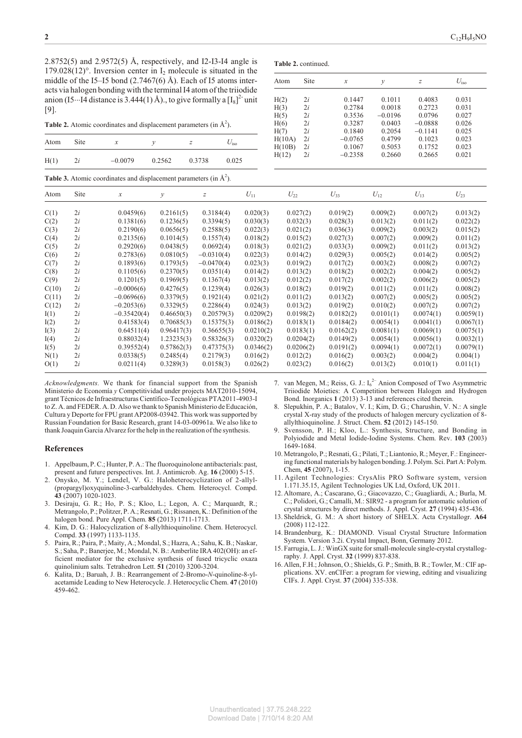2.8752(5) and 2.9572(5) Å, respectively, and I2-I3-I4 angle is 179.028(12)°. Inversion center in $I_2$ molecule is situated in the middle of the I5–I5 bond (2.7467(6) Å). Each of I5 atoms interacts via halogen bonding with the terminal I4 atom of the triiodide anion (I5···I4 distance is 3.444(1) Å)., to give formally a $[I_8]^{2-}$ unit [9].

**Table 2.** Atomic coordinates and displacement parameters (in Å$^2$).

| Atom | Site | $x$ | $y$ | $z$ | $U_{iso}$ |
|---|---|---|---|---|---|
| H(1) | 2$i$ | −0.0079 | 0.2562 | 0.3738 | 0.025 |
| H(2) | 2$i$ | 0.1447 | 0.1011 | 0.4083 | 0.031 |
| H(3) | 2$i$ | 0.2784 | 0.0018 | 0.2723 | 0.031 |
| H(5) | 2$i$ | 0.3536 | −0.0196 | 0.0796 | 0.027 |
| H(6) | 2$i$ | 0.3287 | 0.0403 | −0.0888 | 0.026 |
| H(7) | 2$i$ | 0.1840 | 0.2054 | −0.1141 | 0.025 |
| H(10A) | 2$i$ | −0.0765 | 0.4799 | 0.1023 | 0.023 |
| H(10B) | 2$i$ | 0.1067 | 0.5053 | 0.1752 | 0.023 |
| H(12) | 2$i$ | −0.2358 | 0.2660 | 0.2665 | 0.021 |

**Table 3.** Atomic coordinates and displacement parameters (in Å$^2$).

| Atom | Site | $x$ | $y$ | $z$ | $U_{11}$ | $U_{22}$ | $U_{33}$ | $U_{12}$ | $U_{13}$ | $U_{23}$ |
|---|---|---|---|---|---|---|---|---|---|---|
| C(1) | 2$i$ | 0.0459(6) | 0.2161(5) | 0.3184(4) | 0.020(3) | 0.027(2) | 0.019(2) | 0.009(2) | 0.007(2) | 0.013(2) |
| C(2) | 2$i$ | 0.1381(6) | 0.1236(5) | 0.3394(5) | 0.030(3) | 0.032(3) | 0.028(3) | 0.013(2) | 0.011(2) | 0.022(2) |
| C(3) | 2$i$ | 0.2190(6) | 0.0656(5) | 0.2588(5) | 0.022(3) | 0.021(2) | 0.036(3) | 0.009(2) | 0.003(2) | 0.015(2) |
| C(4) | 2$i$ | 0.2135(6) | 0.1014(5) | 0.1557(4) | 0.018(2) | 0.015(2) | 0.027(3) | 0.007(2) | 0.009(2) | 0.011(2) |
| C(5) | 2$i$ | 0.2920(6) | 0.0438(5) | 0.0692(4) | 0.018(3) | 0.021(2) | 0.033(3) | 0.009(2) | 0.011(2) | 0.013(2) |
| C(6) | 2$i$ | 0.2783(6) | 0.0810(5) | −0.0310(4) | 0.022(3) | 0.014(2) | 0.029(3) | 0.005(2) | 0.014(2) | 0.005(2) |
| C(7) | 2$i$ | 0.1893(6) | 0.1793(5) | −0.0470(4) | 0.023(3) | 0.019(2) | 0.017(2) | 0.003(2) | 0.008(2) | 0.007(2) |
| C(8) | 2$i$ | 0.1105(6) | 0.2370(5) | 0.0351(4) | 0.014(2) | 0.013(2) | 0.018(2) | 0.002(2) | 0.004(2) | 0.005(2) |
| C(9) | 2$i$ | 0.1201(5) | 0.1969(5) | 0.1367(4) | 0.013(2) | 0.012(2) | 0.017(2) | 0.002(2) | 0.006(2) | 0.005(2) |
| C(10) | 2$i$ | −0.0006(6) | 0.4276(5) | 0.1239(4) | 0.026(3) | 0.018(2) | 0.019(2) | 0.011(2) | 0.011(2) | 0.008(2) |
| C(11) | 2$i$ | −0.0696(6) | 0.3379(5) | 0.1921(4) | 0.021(2) | 0.011(2) | 0.013(2) | 0.007(2) | 0.005(2) | 0.005(2) |
| C(12) | 2$i$ | −0.2053(6) | 0.3329(5) | 0.2286(4) | 0.024(3) | 0.013(2) | 0.019(2) | 0.010(2) | 0.007(2) | 0.007(2) |
| I(1) | 2$i$ | −0.35420(4) | 0.46650(3) | 0.20579(3) | 0.0209(2) | 0.0198(2) | 0.0182(2) | 0.0101(1) | 0.0074(1) | 0.0059(1) |
| I(2) | 2$i$ | 0.41583(4) | 0.70685(3) | 0.15375(3) | 0.0186(2) | 0.0183(1) | 0.0184(2) | 0.0054(1) | 0.0041(1) | 0.0067(1) |
| I(3) | 2$i$ | 0.64511(4) | 0.96417(3) | 0.36655(3) | 0.0210(2) | 0.0183(1) | 0.0162(2) | 0.0081(1) | 0.0069(1) | 0.0075(1) |
| I(4) | 2$i$ | 0.88032(4) | 1.23235(3) | 0.58326(3) | 0.0320(2) | 0.0204(2) | 0.0149(2) | 0.0054(1) | 0.0056(1) | 0.0032(1) |
| I(5) | 2$i$ | 0.39552(4) | 0.57862(3) | 0.47375(3) | 0.0346(2) | 0.0206(2) | 0.0191(2) | 0.0094(1) | 0.0072(1) | 0.0079(1) |
| N(1) | 2$i$ | 0.0338(5) | 0.2485(4) | 0.2179(3) | 0.016(2) | 0.012(2) | 0.016(2) | 0.003(2) | 0.004(2) | 0.004(1) |
| O(1) | 2$i$ | 0.0211(4) | 0.3289(3) | 0.0158(3) | 0.026(2) | 0.023(2) | 0.016(2) | 0.013(2) | 0.010(1) | 0.011(1) |

*Acknowledgments.* We thank for financial support from the Spanish Ministerio de Economía *y* Competitividad under projects MAT2010-15094, grant Técnicos de Infraestructuras Científico-Tecnológicas PTA2011-4903-I to Z. A. and FEDER. A. D. Also we thank to Spanish Ministerio de Educación, Cultura y Deporte for FPU grant AP2008-03942. This work was supported by Russian Foundation for Basic Research, grant 14-03-00961a. We also like to thank Joaquin Garcia Alvarez for the help in the realization of the synthesis.

## References

1. Appelbaum, P. C.; Hunter, P. A.: The fluoroquinolone antibacterials: past, present and future perspectives. Int. J. Antimicrob. Ag. **16** (2000) 5-15.
2. Onysko, M. Y.; Lendel, V. G.: Haloheterocyclization of 2-allyl-(propargyl)oxyquinoline-3-carbaldehydes. Chem. Heterocycl. Compd. **43** (2007) 1020-1023.
3. Desiraju, G. R.; Ho, P. S.; Kloo, L.; Legon, A. C.; Marquardt, R.; Metrangolo, P.; Politzer, P. A.; Resnati, G.; Rissanen, K.: Definition of the halogen bond. Pure Appl. Chem. **85** (2013) 1711-1713.
4. Kim, D. G.: Halocyclization of 8-allylthioquinoline. Chem. Heterocycl. Compd. **33** (1997) 1133-1135.
5. Paira, R.; Paira, P.; Maity, A.; Mondal, S.; Hazra, A.; Sahu, K. B.; Naskar, S.; Saha, P.; Banerjee, M.; Mondal, N. B.: Amberlite IRA 402(OH): an efficient mediator for the exclusive synthesis of fused tricyclic oxaza quinolinium salts. Tetrahedron Lett. **51** (2010) 3200-3204.
6. Kalita, D.; Baruah, J. B.: Rearrangement of 2-Bromo-*N*-quinoline-8-yl-acetamide Leading to New Heterocycle. J. Heterocyclic Chem. **47** (2010) 459-462.
7. van Megen, M.; Reiss, G. J.: $I_6^{2-}$ Anion Composed of Two Asymmetric Triiodide Moieties: A Competition between Halogen and Hydrogen Bond. Inorganics **1** (2013) 3-13 and references cited therein.
8. Slepukhin, P. A.; Batalov, V. I.; Kim, D. G.; Charushin, V. N.: A single crystal X-ray study of the products of halogen mercury cyclization of 8-allylthioquinoline. J. Struct. Chem. **52** (2012) 145-150.
9. Svensson, P. H.; Kloo, L.: Synthesis, Structure, and Bonding in Polyiodide and Metal Iodide-Iodine Systems. Chem. Rev. **103** (2003) 1649-1684.
10. Metrangolo, P.; Resnati, G.; Pilati, T.; Liantonio, R.; Meyer, F.: Engineering functional materials by halogen bonding. J. Polym. Sci. Part A: Polym. Chem, **45** (2007), 1-15.
11. Agilent Technologies: CrysAlis PRO Software system, version 1.171.35.15, Agilent Technologies UK Ltd, Oxford, UK 2011.
12. Altomare, A.; Cascarano, G.; Giacovazzo, C.; Guagliardi, A.; Burla, M. C.; Polidori, G.; Camalli, M.: SIR92 - a program for automatic solution of crystal structures by direct methods. J. Appl. Cryst. **27** (1994) 435-436.
13. Sheldrick, G. M.: A short history of SHELX. Acta Crystallogr. **A64** (2008) 112-122.
14. Brandenburg, K.: DIAMOND. Visual Crystal Structure Information System. Version 3.2i. Crystal Impact, Bonn, Germany 2012.
15. Farrugia, L. J.: WinGX suite for small-molecule single-crystal crystallography. J. Appl. Cryst. **32** (1999) 837-838.
16. Allen, F.H.; Johnson, O.; Shields, G. P.; Smith, B. R.; Towler, M.: CIF applications. XV. enCIFer: a program for viewing, editing and visualizing CIFs. J. Appl. Cryst. **37** (2004) 335-338.